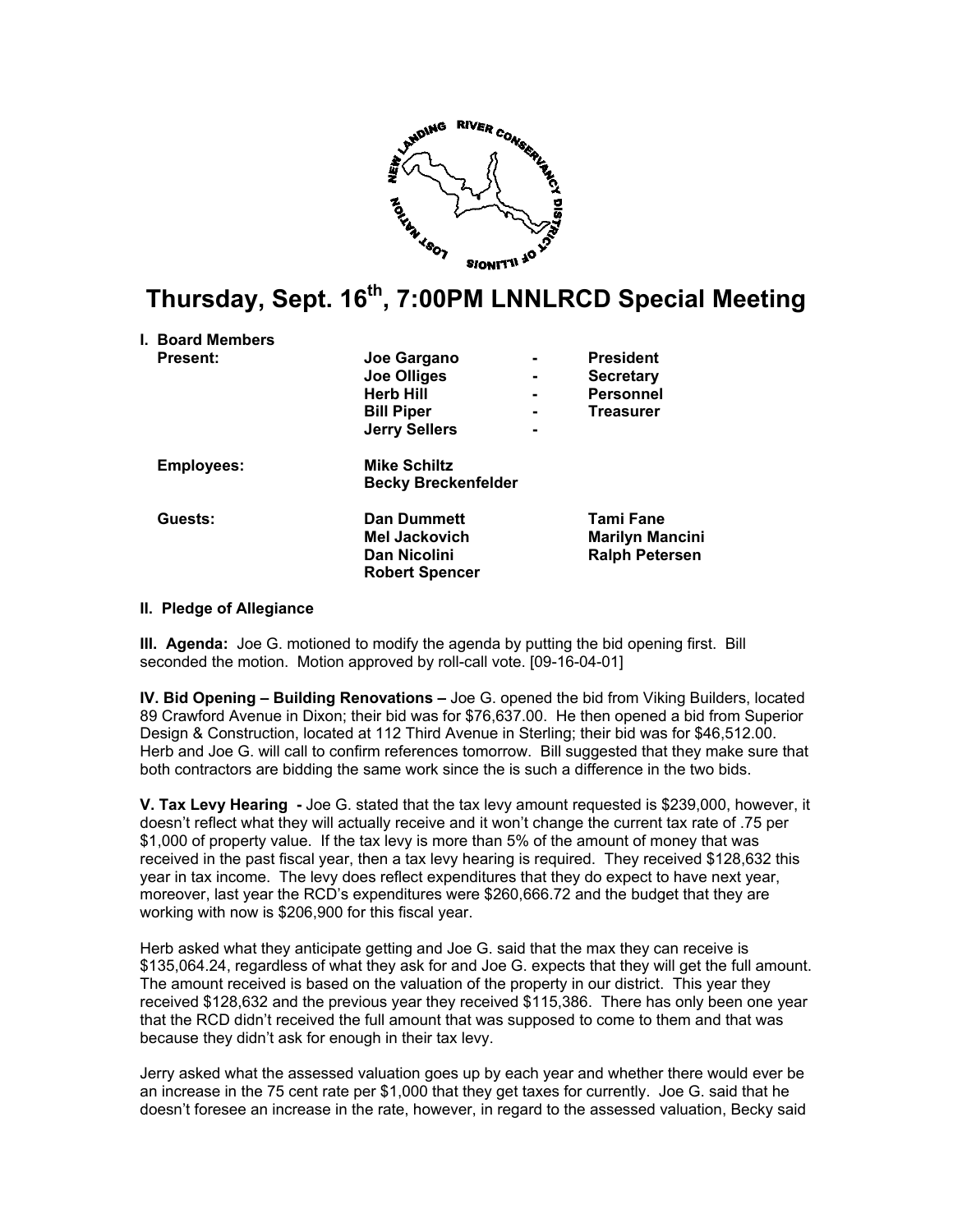# Thursday, Sept. 16th, 7:00PM LNNLRCD Special Meeting

**I. Board Members**

| | | | |
|---|---|---|---|
| **Present:** | **Joe Gargano** | **-** | **President** |
| | **Joe Olliges** | **-** | **Secretary** |
| | **Herb Hill** | **-** | **Personnel** |
| | **Bill Piper** | **-** | **Treasurer** |
| | **Jerry Sellers** | **-** | |
| **Employees:** | **Mike Schiltz** | | |
| | **Becky Breckenfelder** | | |
| **Guests:** | **Dan Dummett** | | **Tami Fane** |
| | **Mel Jackovich** | | **Marilyn Mancini** |
| | **Dan Nicolini** | | **Ralph Petersen** |
| | **Robert Spencer** | | |

**II. Pledge of Allegiance**

**III. Agenda:** Joe G. motioned to modify the agenda by putting the bid opening first. Bill seconded the motion. Motion approved by roll-call vote. [09-16-04-01]

**IV. Bid Opening – Building Renovations –** Joe G. opened the bid from Viking Builders, located 89 Crawford Avenue in Dixon; their bid was for $76,637.00. He then opened a bid from Superior Design & Construction, located at 112 Third Avenue in Sterling; their bid was for $46,512.00. Herb and Joe G. will call to confirm references tomorrow. Bill suggested that they make sure that both contractors are bidding the same work since the is such a difference in the two bids.

**V. Tax Levy Hearing -** Joe G. stated that the tax levy amount requested is $239,000, however, it doesn't reflect what they will actually receive and it won't change the current tax rate of .75 per $1,000 of property value. If the tax levy is more than 5% of the amount of money that was received in the past fiscal year, then a tax levy hearing is required. They received $128,632 this year in tax income. The levy does reflect expenditures that they do expect to have next year, moreover, last year the RCD's expenditures were $260,666.72 and the budget that they are working with now is $206,900 for this fiscal year.

Herb asked what they anticipate getting and Joe G. said that the max they can receive is $135,064.24, regardless of what they ask for and Joe G. expects that they will get the full amount. The amount received is based on the valuation of the property in our district. This year they received $128,632 and the previous year they received $115,386. There has only been one year that the RCD didn't received the full amount that was supposed to come to them and that was because they didn't ask for enough in their tax levy.

Jerry asked what the assessed valuation goes up by each year and whether there would ever be an increase in the 75 cent rate per $1,000 that they get taxes for currently. Joe G. said that he doesn't foresee an increase in the rate, however, in regard to the assessed valuation, Becky said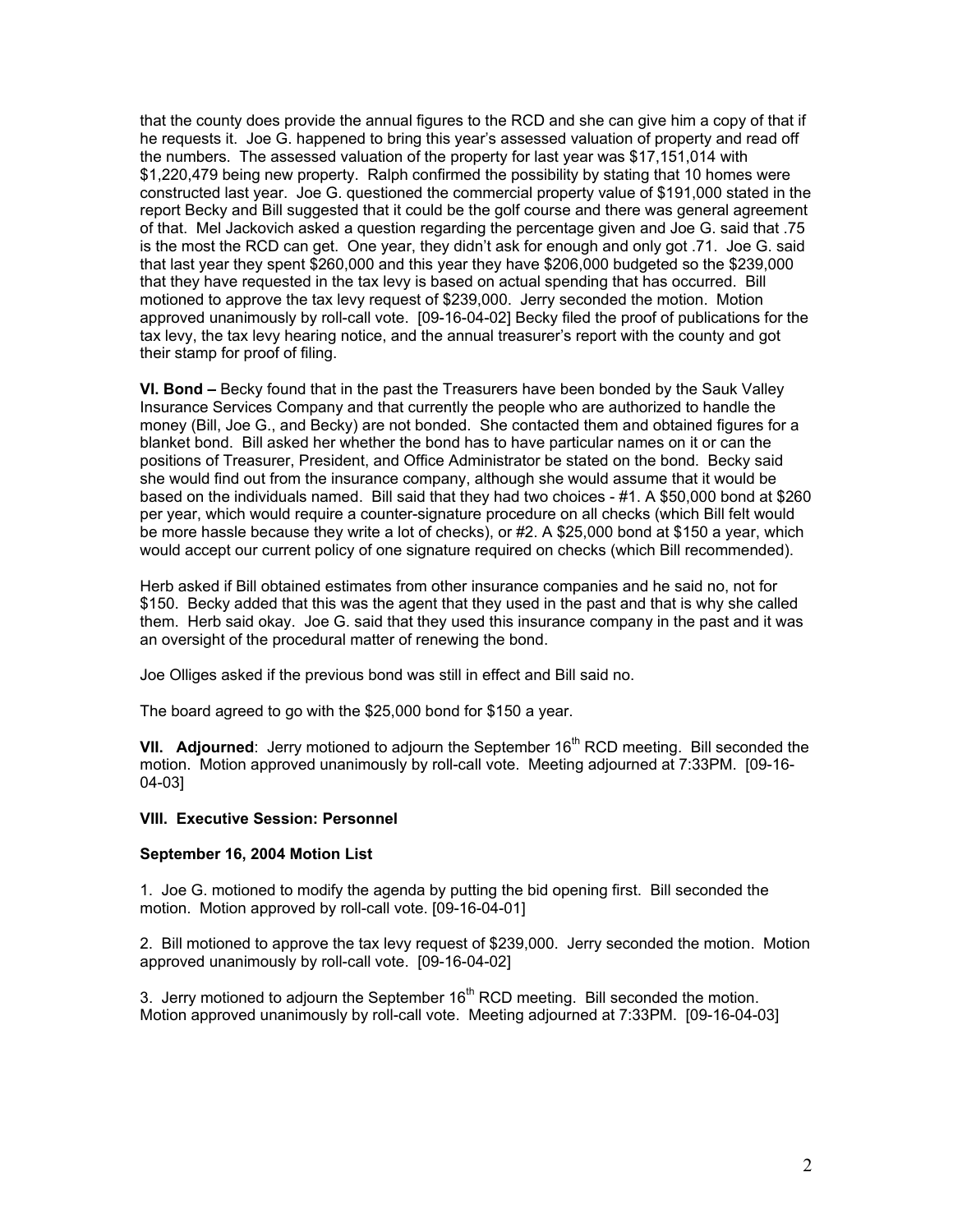that the county does provide the annual figures to the RCD and she can give him a copy of that if he requests it. Joe G. happened to bring this year's assessed valuation of property and read off the numbers. The assessed valuation of the property for last year was $17,151,014 with $1,220,479 being new property. Ralph confirmed the possibility by stating that 10 homes were constructed last year. Joe G. questioned the commercial property value of $191,000 stated in the report Becky and Bill suggested that it could be the golf course and there was general agreement of that. Mel Jackovich asked a question regarding the percentage given and Joe G. said that .75 is the most the RCD can get. One year, they didn't ask for enough and only got .71. Joe G. said that last year they spent $260,000 and this year they have $206,000 budgeted so the $239,000 that they have requested in the tax levy is based on actual spending that has occurred. Bill motioned to approve the tax levy request of $239,000. Jerry seconded the motion. Motion approved unanimously by roll-call vote. [09-16-04-02] Becky filed the proof of publications for the tax levy, the tax levy hearing notice, and the annual treasurer's report with the county and got their stamp for proof of filing.

**VI. Bond –** Becky found that in the past the Treasurers have been bonded by the Sauk Valley Insurance Services Company and that currently the people who are authorized to handle the money (Bill, Joe G., and Becky) are not bonded. She contacted them and obtained figures for a blanket bond. Bill asked her whether the bond has to have particular names on it or can the positions of Treasurer, President, and Office Administrator be stated on the bond. Becky said she would find out from the insurance company, although she would assume that it would be based on the individuals named. Bill said that they had two choices - #1. A $50,000 bond at $260 per year, which would require a counter-signature procedure on all checks (which Bill felt would be more hassle because they write a lot of checks), or #2. A $25,000 bond at $150 a year, which would accept our current policy of one signature required on checks (which Bill recommended).

Herb asked if Bill obtained estimates from other insurance companies and he said no, not for $150. Becky added that this was the agent that they used in the past and that is why she called them. Herb said okay. Joe G. said that they used this insurance company in the past and it was an oversight of the procedural matter of renewing the bond.

Joe Olliges asked if the previous bond was still in effect and Bill said no.

The board agreed to go with the $25,000 bond for $150 a year.

**VII. Adjourned**: Jerry motioned to adjourn the September 16th RCD meeting. Bill seconded the motion. Motion approved unanimously by roll-call vote. Meeting adjourned at 7:33PM. [09-16-04-03]

**VIII. Executive Session: Personnel**

**September 16, 2004 Motion List**

1. Joe G. motioned to modify the agenda by putting the bid opening first. Bill seconded the motion. Motion approved by roll-call vote. [09-16-04-01]

2. Bill motioned to approve the tax levy request of $239,000. Jerry seconded the motion. Motion approved unanimously by roll-call vote. [09-16-04-02]

3. Jerry motioned to adjourn the September 16th RCD meeting. Bill seconded the motion. Motion approved unanimously by roll-call vote. Meeting adjourned at 7:33PM. [09-16-04-03]